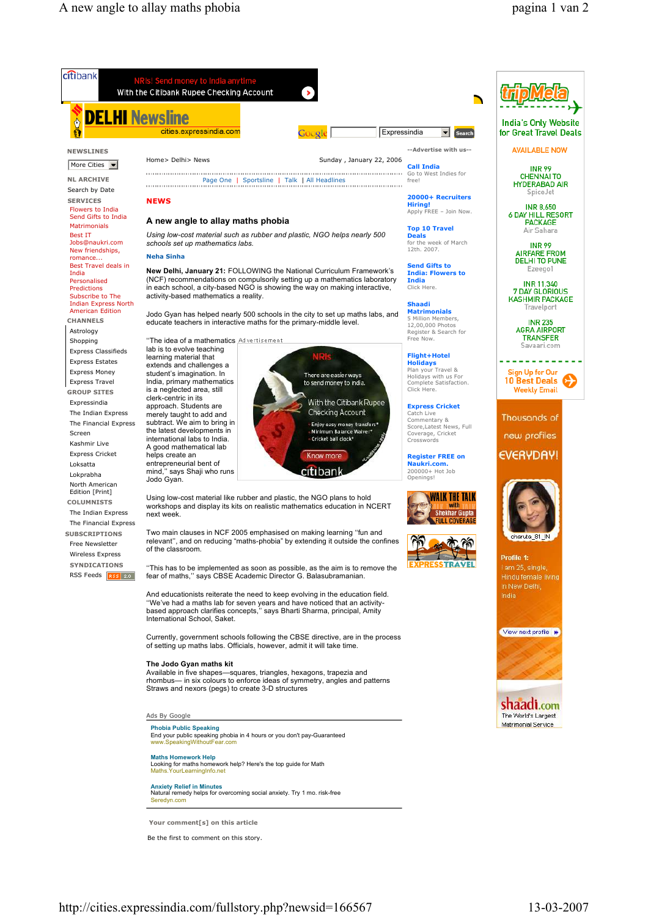Home> Delhi> News — Sunday , January 22, 2006

## NEWS

# A new angle to allay maths phobia

*Using low-cost material such as rubber and plastic, NGO helps nearly 500 schools set up mathematics labs.*

**Neha Sinha**

**New Delhi, January 21:** FOLLOWING the National Curriculum Framework's (NCF) recommendations on compulsorily setting up a mathematics laboratory in each school, a city-based NGO is showing the way on making interactive, activity-based mathematics a reality.

Jodo Gyan has helped nearly 500 schools in the city to set up maths labs, and educate teachers in interactive maths for the primary-middle level.

"The idea of a mathematics lab is to evolve teaching learning material that extends and challenges a student's imagination. In India, primary mathematics is a neglected area, still clerk-centric in its approach. Students are merely taught to add and subtract. We aim to bring in the latest developments in the international labs to India. A good mathematical lab helps create an entrepreneurial bent of mind," says Shaji who runs Jodo Gyan.

Using low-cost material like rubber and plastic, the NGO plans to hold workshops and display its kits on realistic mathematics education in NCERT next week.

Two main clauses in NCF 2005 emphasised on making learning "fun and relevant", and on reducing "maths-phobia" by extending it outside the confines of the classroom.

"This has to be implemented as soon as possible, as the aim is to remove the fear of maths," says CBSE Academic Director G. Balasubramanian.

And educationists reiterate the need to keep evolving in the education field. "We've had a maths lab for seven years and have noticed that an activity-based approach clarifies concepts," says Bharti Sharma, principal, Amity International School, Saket.

Currently, government schools following the CBSE directive, are in the process of setting up maths labs. Officials, however, admit it will take time.

**The Jodo Gyan maths kit**

Available in five shapes—squares, triangles, hexagons, trapezia and rhombus— in six colours to enforce ideas of symmetry, angles and patterns Straws and nexors (pegs) to create 3-D structures

Your comment[s] on this article

Be the first to comment on this story.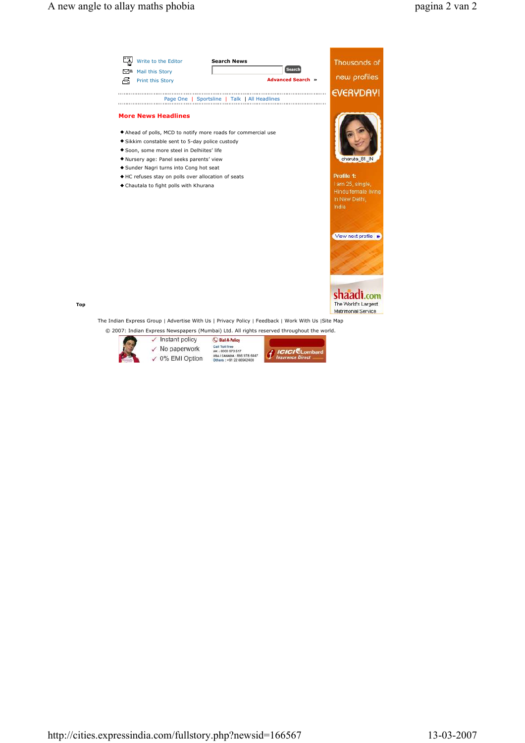Write to the Editor

Mail this Story

Print this Story

**Search News**

Search

**Advanced Search** »

Page One | Sportsline | Talk | All Headlines

## More News Headlines

- Ahead of polls, MCD to notify more roads for commercial use
- Sikkim constable sent to 5-day police custody
- Soon, some more steel in Delhiites' life
- Nursery age: Panel seeks parents' view
- Sunder Nagri turns into Cong hot seat
- HC refuses stay on polls over allocation of seats
- Chautala to fight polls with Khurana

Thousands of new profiles EVERYDAY!

charuta_81_IN

**Profile 1:**
I am 25, single, Hindu female living in New Delhi, India

View next profile

shaadi.com The World's Largest Matrimonial Service

**Top**

The Indian Express Group | Advertise With Us | Privacy Policy | Feedback | Work With Us |Site Map

© 2007: Indian Express Newspapers (Mumbai) Ltd. All rights reserved throughout the world.

✓ Instant policy
✓ No paperwork
✓ 0% EMI Option

Dial-A-Policy
Call Toll free
UK : 8000 073 517
USA / CANADA : 866 978 6447
Others : +91 22 66942400

ICICI Lombard Insurance Direct